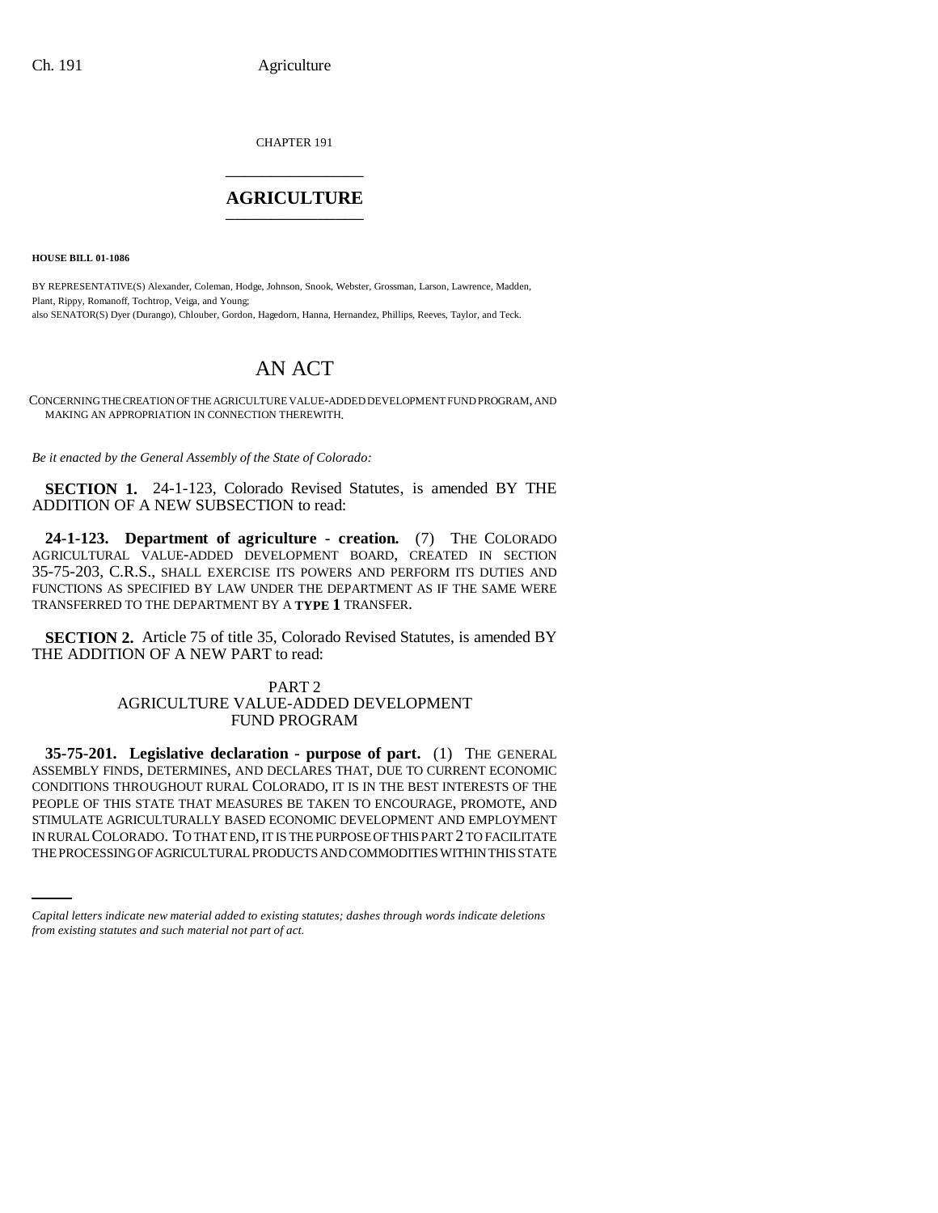CHAPTER 191

# AGRICULTURE

**HOUSE BILL 01-1086**

BY REPRESENTATIVE(S) Alexander, Coleman, Hodge, Johnson, Snook, Webster, Grossman, Larson, Lawrence, Madden, Plant, Rippy, Romanoff, Tochtrop, Veiga, and Young;
also SENATOR(S) Dyer (Durango), Chlouber, Gordon, Hagedorn, Hanna, Hernandez, Phillips, Reeves, Taylor, and Teck.

## AN ACT

CONCERNING THE CREATION OF THE AGRICULTURE VALUE-ADDED DEVELOPMENT FUND PROGRAM, AND MAKING AN APPROPRIATION IN CONNECTION THEREWITH.

*Be it enacted by the General Assembly of the State of Colorado:*

**SECTION 1.** 24-1-123, Colorado Revised Statutes, is amended BY THE ADDITION OF A NEW SUBSECTION to read:

**24-1-123. Department of agriculture - creation.** (7) THE COLORADO AGRICULTURAL VALUE-ADDED DEVELOPMENT BOARD, CREATED IN SECTION 35-75-203, C.R.S., SHALL EXERCISE ITS POWERS AND PERFORM ITS DUTIES AND FUNCTIONS AS SPECIFIED BY LAW UNDER THE DEPARTMENT AS IF THE SAME WERE TRANSFERRED TO THE DEPARTMENT BY A **TYPE 1** TRANSFER.

**SECTION 2.** Article 75 of title 35, Colorado Revised Statutes, is amended BY THE ADDITION OF A NEW PART to read:

PART 2
AGRICULTURE VALUE-ADDED DEVELOPMENT
FUND PROGRAM

**35-75-201. Legislative declaration - purpose of part.** (1) THE GENERAL ASSEMBLY FINDS, DETERMINES, AND DECLARES THAT, DUE TO CURRENT ECONOMIC CONDITIONS THROUGHOUT RURAL COLORADO, IT IS IN THE BEST INTERESTS OF THE PEOPLE OF THIS STATE THAT MEASURES BE TAKEN TO ENCOURAGE, PROMOTE, AND STIMULATE AGRICULTURALLY BASED ECONOMIC DEVELOPMENT AND EMPLOYMENT IN RURAL COLORADO. TO THAT END, IT IS THE PURPOSE OF THIS PART 2 TO FACILITATE THE PROCESSING OF AGRICULTURAL PRODUCTS AND COMMODITIES WITHIN THIS STATE

*Capital letters indicate new material added to existing statutes; dashes through words indicate deletions from existing statutes and such material not part of act.*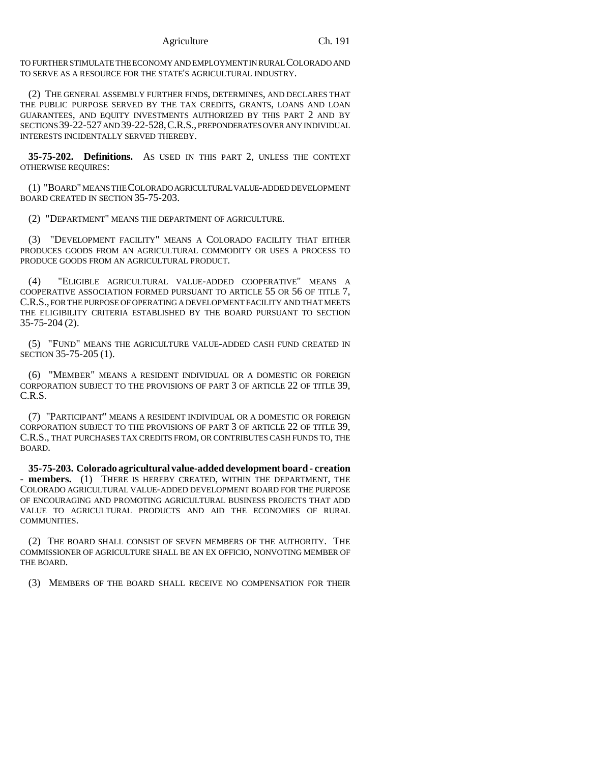TO FURTHER STIMULATE THE ECONOMY AND EMPLOYMENT IN RURAL COLORADO AND TO SERVE AS A RESOURCE FOR THE STATE'S AGRICULTURAL INDUSTRY.

(2) THE GENERAL ASSEMBLY FURTHER FINDS, DETERMINES, AND DECLARES THAT THE PUBLIC PURPOSE SERVED BY THE TAX CREDITS, GRANTS, LOANS AND LOAN GUARANTEES, AND EQUITY INVESTMENTS AUTHORIZED BY THIS PART 2 AND BY SECTIONS 39-22-527 AND 39-22-528, C.R.S., PREPONDERATES OVER ANY INDIVIDUAL INTERESTS INCIDENTALLY SERVED THEREBY.

**35-75-202. Definitions.** AS USED IN THIS PART 2, UNLESS THE CONTEXT OTHERWISE REQUIRES:

(1) "BOARD" MEANS THE COLORADO AGRICULTURAL VALUE-ADDED DEVELOPMENT BOARD CREATED IN SECTION 35-75-203.

(2) "DEPARTMENT" MEANS THE DEPARTMENT OF AGRICULTURE.

(3) "DEVELOPMENT FACILITY" MEANS A COLORADO FACILITY THAT EITHER PRODUCES GOODS FROM AN AGRICULTURAL COMMODITY OR USES A PROCESS TO PRODUCE GOODS FROM AN AGRICULTURAL PRODUCT.

(4) "ELIGIBLE AGRICULTURAL VALUE-ADDED COOPERATIVE" MEANS A COOPERATIVE ASSOCIATION FORMED PURSUANT TO ARTICLE 55 OR 56 OF TITLE 7, C.R.S., FOR THE PURPOSE OF OPERATING A DEVELOPMENT FACILITY AND THAT MEETS THE ELIGIBILITY CRITERIA ESTABLISHED BY THE BOARD PURSUANT TO SECTION 35-75-204 (2).

(5) "FUND" MEANS THE AGRICULTURE VALUE-ADDED CASH FUND CREATED IN SECTION 35-75-205 (1).

(6) "MEMBER" MEANS A RESIDENT INDIVIDUAL OR A DOMESTIC OR FOREIGN CORPORATION SUBJECT TO THE PROVISIONS OF PART 3 OF ARTICLE 22 OF TITLE 39, C.R.S.

(7) "PARTICIPANT" MEANS A RESIDENT INDIVIDUAL OR A DOMESTIC OR FOREIGN CORPORATION SUBJECT TO THE PROVISIONS OF PART 3 OF ARTICLE 22 OF TITLE 39, C.R.S., THAT PURCHASES TAX CREDITS FROM, OR CONTRIBUTES CASH FUNDS TO, THE BOARD.

**35-75-203. Colorado agricultural value-added development board - creation - members.** (1) THERE IS HEREBY CREATED, WITHIN THE DEPARTMENT, THE COLORADO AGRICULTURAL VALUE-ADDED DEVELOPMENT BOARD FOR THE PURPOSE OF ENCOURAGING AND PROMOTING AGRICULTURAL BUSINESS PROJECTS THAT ADD VALUE TO AGRICULTURAL PRODUCTS AND AID THE ECONOMIES OF RURAL COMMUNITIES.

(2) THE BOARD SHALL CONSIST OF SEVEN MEMBERS OF THE AUTHORITY. THE COMMISSIONER OF AGRICULTURE SHALL BE AN EX OFFICIO, NONVOTING MEMBER OF THE BOARD.

(3) MEMBERS OF THE BOARD SHALL RECEIVE NO COMPENSATION FOR THEIR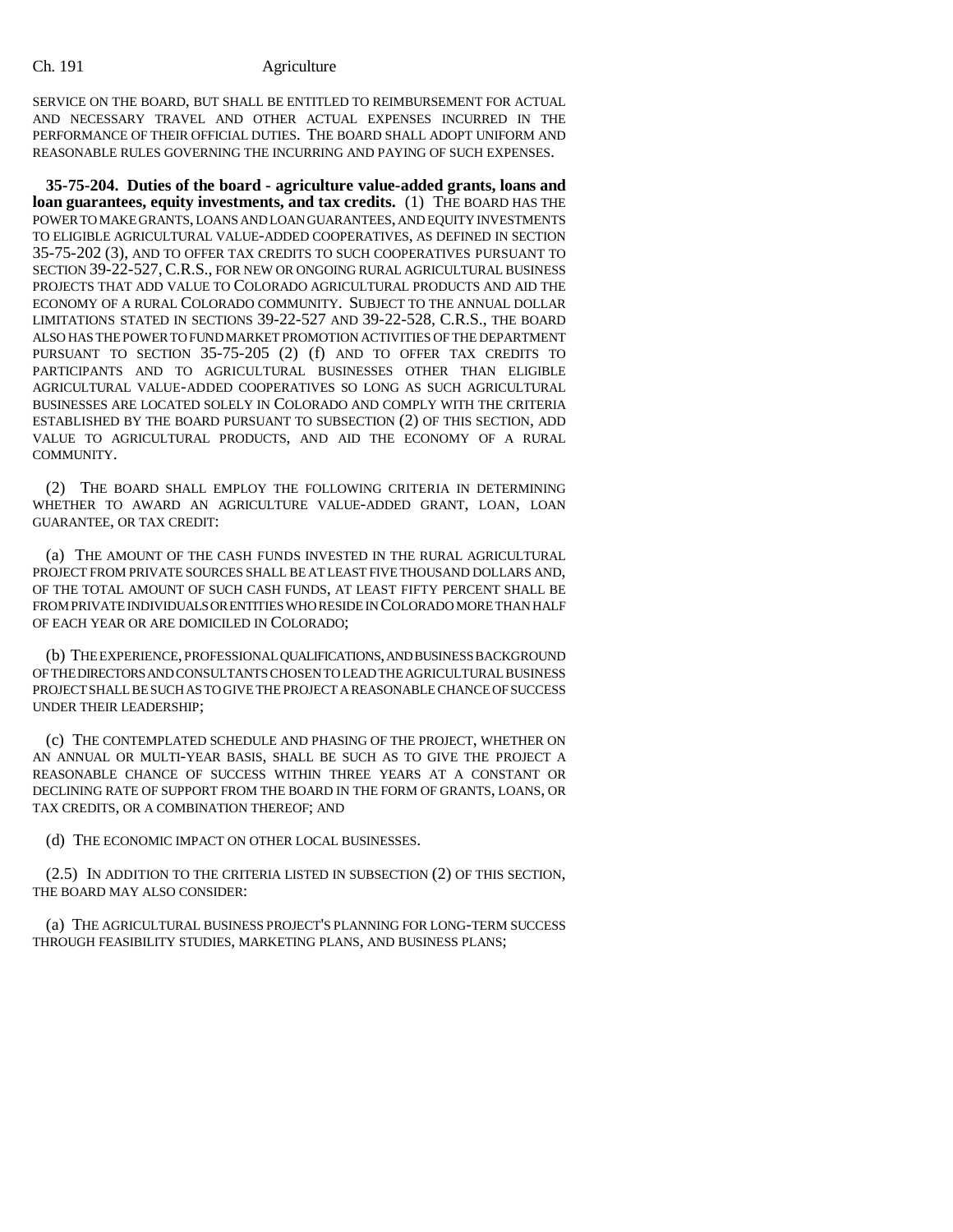SERVICE ON THE BOARD, BUT SHALL BE ENTITLED TO REIMBURSEMENT FOR ACTUAL AND NECESSARY TRAVEL AND OTHER ACTUAL EXPENSES INCURRED IN THE PERFORMANCE OF THEIR OFFICIAL DUTIES. THE BOARD SHALL ADOPT UNIFORM AND REASONABLE RULES GOVERNING THE INCURRING AND PAYING OF SUCH EXPENSES.

**35-75-204. Duties of the board - agriculture value-added grants, loans and loan guarantees, equity investments, and tax credits.** (1) THE BOARD HAS THE POWER TO MAKE GRANTS, LOANS AND LOAN GUARANTEES, AND EQUITY INVESTMENTS TO ELIGIBLE AGRICULTURAL VALUE-ADDED COOPERATIVES, AS DEFINED IN SECTION 35-75-202 (3), AND TO OFFER TAX CREDITS TO SUCH COOPERATIVES PURSUANT TO SECTION 39-22-527, C.R.S., FOR NEW OR ONGOING RURAL AGRICULTURAL BUSINESS PROJECTS THAT ADD VALUE TO COLORADO AGRICULTURAL PRODUCTS AND AID THE ECONOMY OF A RURAL COLORADO COMMUNITY. SUBJECT TO THE ANNUAL DOLLAR LIMITATIONS STATED IN SECTIONS 39-22-527 AND 39-22-528, C.R.S., THE BOARD ALSO HAS THE POWER TO FUND MARKET PROMOTION ACTIVITIES OF THE DEPARTMENT PURSUANT TO SECTION 35-75-205 (2) (f) AND TO OFFER TAX CREDITS TO PARTICIPANTS AND TO AGRICULTURAL BUSINESSES OTHER THAN ELIGIBLE AGRICULTURAL VALUE-ADDED COOPERATIVES SO LONG AS SUCH AGRICULTURAL BUSINESSES ARE LOCATED SOLELY IN COLORADO AND COMPLY WITH THE CRITERIA ESTABLISHED BY THE BOARD PURSUANT TO SUBSECTION (2) OF THIS SECTION, ADD VALUE TO AGRICULTURAL PRODUCTS, AND AID THE ECONOMY OF A RURAL COMMUNITY.

(2) THE BOARD SHALL EMPLOY THE FOLLOWING CRITERIA IN DETERMINING WHETHER TO AWARD AN AGRICULTURE VALUE-ADDED GRANT, LOAN, LOAN GUARANTEE, OR TAX CREDIT:

(a) THE AMOUNT OF THE CASH FUNDS INVESTED IN THE RURAL AGRICULTURAL PROJECT FROM PRIVATE SOURCES SHALL BE AT LEAST FIVE THOUSAND DOLLARS AND, OF THE TOTAL AMOUNT OF SUCH CASH FUNDS, AT LEAST FIFTY PERCENT SHALL BE FROM PRIVATE INDIVIDUALS OR ENTITIES WHO RESIDE IN COLORADO MORE THAN HALF OF EACH YEAR OR ARE DOMICILED IN COLORADO;

(b) THE EXPERIENCE, PROFESSIONAL QUALIFICATIONS, AND BUSINESS BACKGROUND OF THE DIRECTORS AND CONSULTANTS CHOSEN TO LEAD THE AGRICULTURAL BUSINESS PROJECT SHALL BE SUCH AS TO GIVE THE PROJECT A REASONABLE CHANCE OF SUCCESS UNDER THEIR LEADERSHIP;

(c) THE CONTEMPLATED SCHEDULE AND PHASING OF THE PROJECT, WHETHER ON AN ANNUAL OR MULTI-YEAR BASIS, SHALL BE SUCH AS TO GIVE THE PROJECT A REASONABLE CHANCE OF SUCCESS WITHIN THREE YEARS AT A CONSTANT OR DECLINING RATE OF SUPPORT FROM THE BOARD IN THE FORM OF GRANTS, LOANS, OR TAX CREDITS, OR A COMBINATION THEREOF; AND

(d) THE ECONOMIC IMPACT ON OTHER LOCAL BUSINESSES.

(2.5) IN ADDITION TO THE CRITERIA LISTED IN SUBSECTION (2) OF THIS SECTION, THE BOARD MAY ALSO CONSIDER:

(a) THE AGRICULTURAL BUSINESS PROJECT'S PLANNING FOR LONG-TERM SUCCESS THROUGH FEASIBILITY STUDIES, MARKETING PLANS, AND BUSINESS PLANS;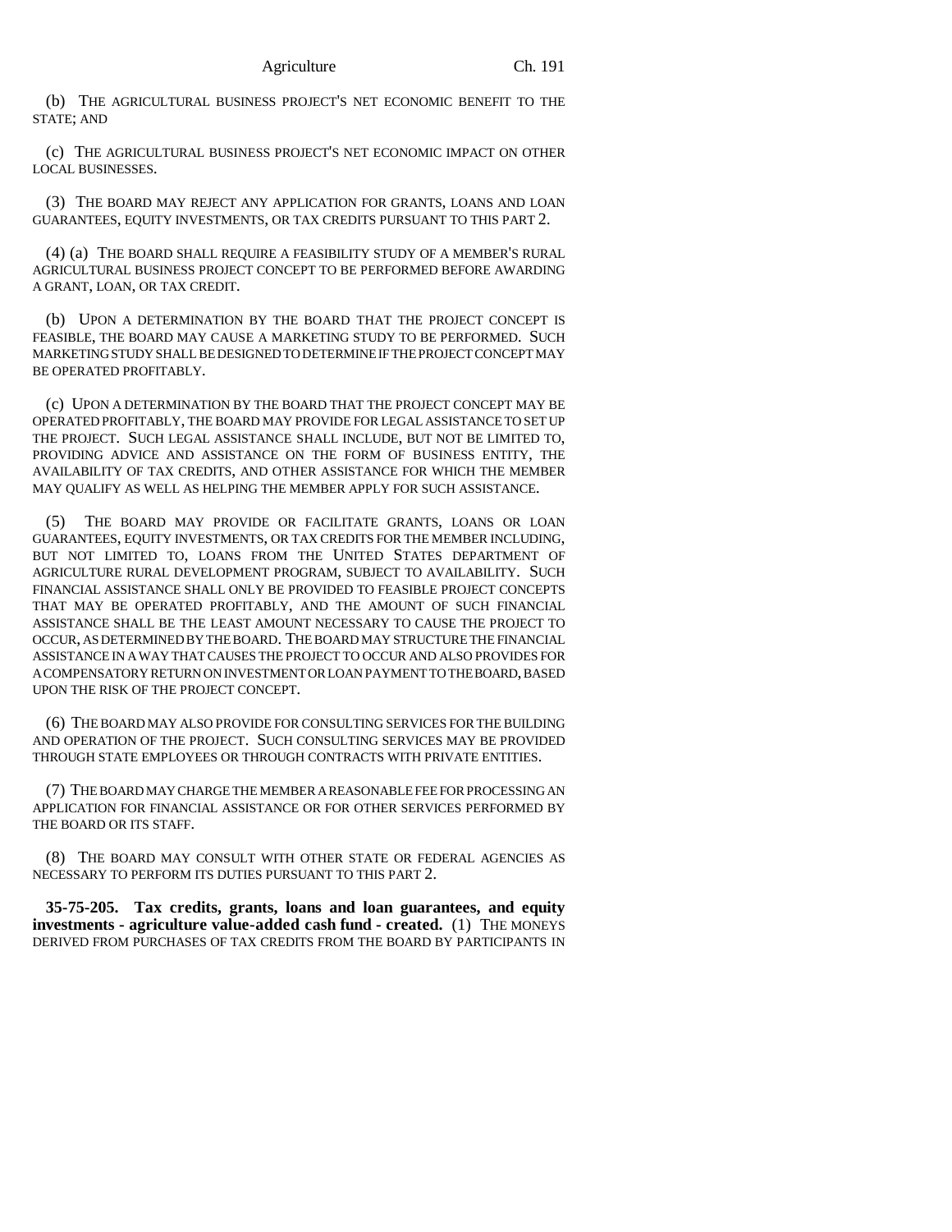(b) THE AGRICULTURAL BUSINESS PROJECT'S NET ECONOMIC BENEFIT TO THE STATE; AND

(c) THE AGRICULTURAL BUSINESS PROJECT'S NET ECONOMIC IMPACT ON OTHER LOCAL BUSINESSES.

(3) THE BOARD MAY REJECT ANY APPLICATION FOR GRANTS, LOANS AND LOAN GUARANTEES, EQUITY INVESTMENTS, OR TAX CREDITS PURSUANT TO THIS PART 2.

(4) (a) THE BOARD SHALL REQUIRE A FEASIBILITY STUDY OF A MEMBER'S RURAL AGRICULTURAL BUSINESS PROJECT CONCEPT TO BE PERFORMED BEFORE AWARDING A GRANT, LOAN, OR TAX CREDIT.

(b) UPON A DETERMINATION BY THE BOARD THAT THE PROJECT CONCEPT IS FEASIBLE, THE BOARD MAY CAUSE A MARKETING STUDY TO BE PERFORMED. SUCH MARKETING STUDY SHALL BE DESIGNED TO DETERMINE IF THE PROJECT CONCEPT MAY BE OPERATED PROFITABLY.

(c) UPON A DETERMINATION BY THE BOARD THAT THE PROJECT CONCEPT MAY BE OPERATED PROFITABLY, THE BOARD MAY PROVIDE FOR LEGAL ASSISTANCE TO SET UP THE PROJECT. SUCH LEGAL ASSISTANCE SHALL INCLUDE, BUT NOT BE LIMITED TO, PROVIDING ADVICE AND ASSISTANCE ON THE FORM OF BUSINESS ENTITY, THE AVAILABILITY OF TAX CREDITS, AND OTHER ASSISTANCE FOR WHICH THE MEMBER MAY QUALIFY AS WELL AS HELPING THE MEMBER APPLY FOR SUCH ASSISTANCE.

(5) THE BOARD MAY PROVIDE OR FACILITATE GRANTS, LOANS OR LOAN GUARANTEES, EQUITY INVESTMENTS, OR TAX CREDITS FOR THE MEMBER INCLUDING, BUT NOT LIMITED TO, LOANS FROM THE UNITED STATES DEPARTMENT OF AGRICULTURE RURAL DEVELOPMENT PROGRAM, SUBJECT TO AVAILABILITY. SUCH FINANCIAL ASSISTANCE SHALL ONLY BE PROVIDED TO FEASIBLE PROJECT CONCEPTS THAT MAY BE OPERATED PROFITABLY, AND THE AMOUNT OF SUCH FINANCIAL ASSISTANCE SHALL BE THE LEAST AMOUNT NECESSARY TO CAUSE THE PROJECT TO OCCUR, AS DETERMINED BY THE BOARD. THE BOARD MAY STRUCTURE THE FINANCIAL ASSISTANCE IN A WAY THAT CAUSES THE PROJECT TO OCCUR AND ALSO PROVIDES FOR A COMPENSATORY RETURN ON INVESTMENT OR LOAN PAYMENT TO THE BOARD, BASED UPON THE RISK OF THE PROJECT CONCEPT.

(6) THE BOARD MAY ALSO PROVIDE FOR CONSULTING SERVICES FOR THE BUILDING AND OPERATION OF THE PROJECT. SUCH CONSULTING SERVICES MAY BE PROVIDED THROUGH STATE EMPLOYEES OR THROUGH CONTRACTS WITH PRIVATE ENTITIES.

(7) THE BOARD MAY CHARGE THE MEMBER A REASONABLE FEE FOR PROCESSING AN APPLICATION FOR FINANCIAL ASSISTANCE OR FOR OTHER SERVICES PERFORMED BY THE BOARD OR ITS STAFF.

(8) THE BOARD MAY CONSULT WITH OTHER STATE OR FEDERAL AGENCIES AS NECESSARY TO PERFORM ITS DUTIES PURSUANT TO THIS PART 2.

**35-75-205. Tax credits, grants, loans and loan guarantees, and equity investments - agriculture value-added cash fund - created.** (1) THE MONEYS DERIVED FROM PURCHASES OF TAX CREDITS FROM THE BOARD BY PARTICIPANTS IN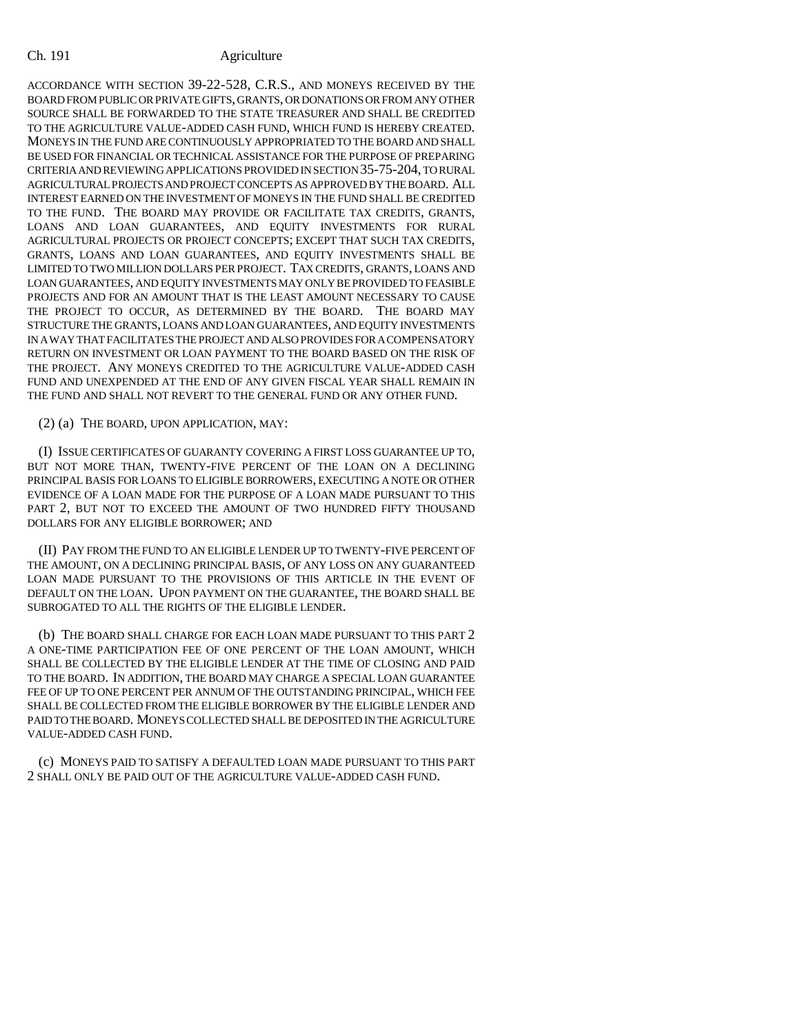ACCORDANCE WITH SECTION 39-22-528, C.R.S., AND MONEYS RECEIVED BY THE BOARD FROM PUBLIC OR PRIVATE GIFTS, GRANTS, OR DONATIONS OR FROM ANY OTHER SOURCE SHALL BE FORWARDED TO THE STATE TREASURER AND SHALL BE CREDITED TO THE AGRICULTURE VALUE-ADDED CASH FUND, WHICH FUND IS HEREBY CREATED. MONEYS IN THE FUND ARE CONTINUOUSLY APPROPRIATED TO THE BOARD AND SHALL BE USED FOR FINANCIAL OR TECHNICAL ASSISTANCE FOR THE PURPOSE OF PREPARING CRITERIA AND REVIEWING APPLICATIONS PROVIDED IN SECTION 35-75-204, TO RURAL AGRICULTURAL PROJECTS AND PROJECT CONCEPTS AS APPROVED BY THE BOARD. ALL INTEREST EARNED ON THE INVESTMENT OF MONEYS IN THE FUND SHALL BE CREDITED TO THE FUND. THE BOARD MAY PROVIDE OR FACILITATE TAX CREDITS, GRANTS, LOANS AND LOAN GUARANTEES, AND EQUITY INVESTMENTS FOR RURAL AGRICULTURAL PROJECTS OR PROJECT CONCEPTS; EXCEPT THAT SUCH TAX CREDITS, GRANTS, LOANS AND LOAN GUARANTEES, AND EQUITY INVESTMENTS SHALL BE LIMITED TO TWO MILLION DOLLARS PER PROJECT. TAX CREDITS, GRANTS, LOANS AND LOAN GUARANTEES, AND EQUITY INVESTMENTS MAY ONLY BE PROVIDED TO FEASIBLE PROJECTS AND FOR AN AMOUNT THAT IS THE LEAST AMOUNT NECESSARY TO CAUSE THE PROJECT TO OCCUR, AS DETERMINED BY THE BOARD. THE BOARD MAY STRUCTURE THE GRANTS, LOANS AND LOAN GUARANTEES, AND EQUITY INVESTMENTS IN A WAY THAT FACILITATES THE PROJECT AND ALSO PROVIDES FOR A COMPENSATORY RETURN ON INVESTMENT OR LOAN PAYMENT TO THE BOARD BASED ON THE RISK OF THE PROJECT. ANY MONEYS CREDITED TO THE AGRICULTURE VALUE-ADDED CASH FUND AND UNEXPENDED AT THE END OF ANY GIVEN FISCAL YEAR SHALL REMAIN IN THE FUND AND SHALL NOT REVERT TO THE GENERAL FUND OR ANY OTHER FUND.

(2) (a) THE BOARD, UPON APPLICATION, MAY:

(I) ISSUE CERTIFICATES OF GUARANTY COVERING A FIRST LOSS GUARANTEE UP TO, BUT NOT MORE THAN, TWENTY-FIVE PERCENT OF THE LOAN ON A DECLINING PRINCIPAL BASIS FOR LOANS TO ELIGIBLE BORROWERS, EXECUTING A NOTE OR OTHER EVIDENCE OF A LOAN MADE FOR THE PURPOSE OF A LOAN MADE PURSUANT TO THIS PART 2, BUT NOT TO EXCEED THE AMOUNT OF TWO HUNDRED FIFTY THOUSAND DOLLARS FOR ANY ELIGIBLE BORROWER; AND

(II) PAY FROM THE FUND TO AN ELIGIBLE LENDER UP TO TWENTY-FIVE PERCENT OF THE AMOUNT, ON A DECLINING PRINCIPAL BASIS, OF ANY LOSS ON ANY GUARANTEED LOAN MADE PURSUANT TO THE PROVISIONS OF THIS ARTICLE IN THE EVENT OF DEFAULT ON THE LOAN. UPON PAYMENT ON THE GUARANTEE, THE BOARD SHALL BE SUBROGATED TO ALL THE RIGHTS OF THE ELIGIBLE LENDER.

(b) THE BOARD SHALL CHARGE FOR EACH LOAN MADE PURSUANT TO THIS PART 2 A ONE-TIME PARTICIPATION FEE OF ONE PERCENT OF THE LOAN AMOUNT, WHICH SHALL BE COLLECTED BY THE ELIGIBLE LENDER AT THE TIME OF CLOSING AND PAID TO THE BOARD. IN ADDITION, THE BOARD MAY CHARGE A SPECIAL LOAN GUARANTEE FEE OF UP TO ONE PERCENT PER ANNUM OF THE OUTSTANDING PRINCIPAL, WHICH FEE SHALL BE COLLECTED FROM THE ELIGIBLE BORROWER BY THE ELIGIBLE LENDER AND PAID TO THE BOARD. MONEYS COLLECTED SHALL BE DEPOSITED IN THE AGRICULTURE VALUE-ADDED CASH FUND.

(c) MONEYS PAID TO SATISFY A DEFAULTED LOAN MADE PURSUANT TO THIS PART 2 SHALL ONLY BE PAID OUT OF THE AGRICULTURE VALUE-ADDED CASH FUND.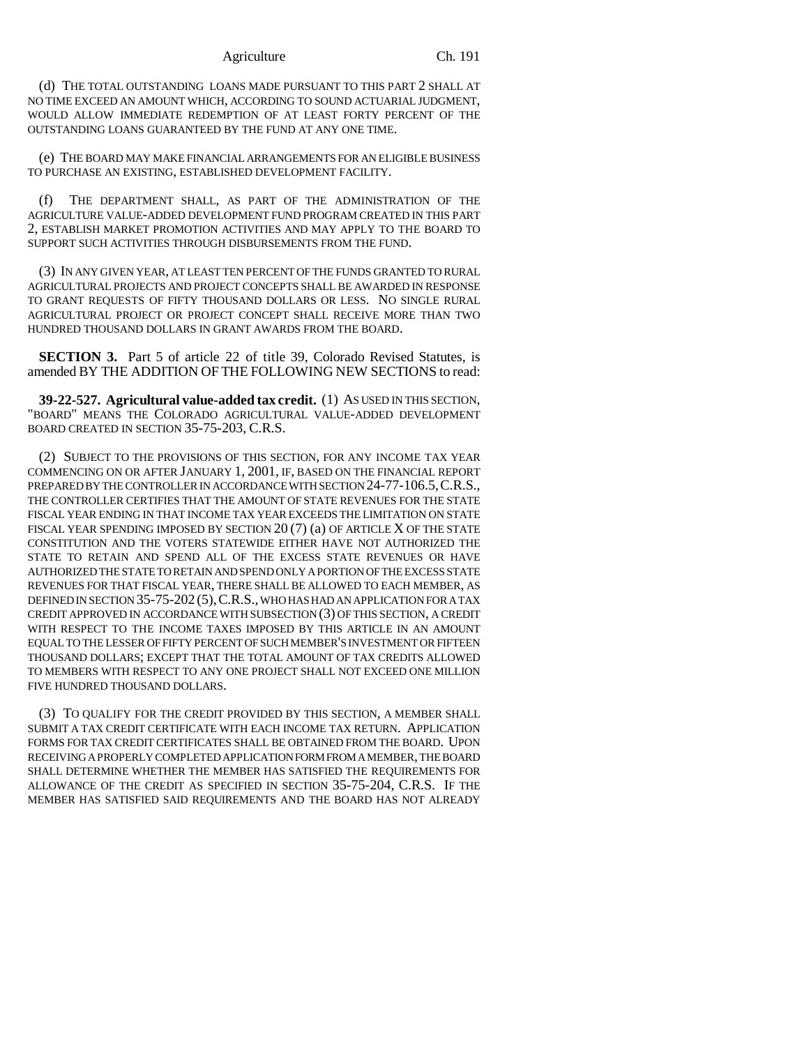(d) THE TOTAL OUTSTANDING LOANS MADE PURSUANT TO THIS PART 2 SHALL AT NO TIME EXCEED AN AMOUNT WHICH, ACCORDING TO SOUND ACTUARIAL JUDGMENT, WOULD ALLOW IMMEDIATE REDEMPTION OF AT LEAST FORTY PERCENT OF THE OUTSTANDING LOANS GUARANTEED BY THE FUND AT ANY ONE TIME.

(e) THE BOARD MAY MAKE FINANCIAL ARRANGEMENTS FOR AN ELIGIBLE BUSINESS TO PURCHASE AN EXISTING, ESTABLISHED DEVELOPMENT FACILITY.

(f) THE DEPARTMENT SHALL, AS PART OF THE ADMINISTRATION OF THE AGRICULTURE VALUE-ADDED DEVELOPMENT FUND PROGRAM CREATED IN THIS PART 2, ESTABLISH MARKET PROMOTION ACTIVITIES AND MAY APPLY TO THE BOARD TO SUPPORT SUCH ACTIVITIES THROUGH DISBURSEMENTS FROM THE FUND.

(3) IN ANY GIVEN YEAR, AT LEAST TEN PERCENT OF THE FUNDS GRANTED TO RURAL AGRICULTURAL PROJECTS AND PROJECT CONCEPTS SHALL BE AWARDED IN RESPONSE TO GRANT REQUESTS OF FIFTY THOUSAND DOLLARS OR LESS. NO SINGLE RURAL AGRICULTURAL PROJECT OR PROJECT CONCEPT SHALL RECEIVE MORE THAN TWO HUNDRED THOUSAND DOLLARS IN GRANT AWARDS FROM THE BOARD.

**SECTION 3.** Part 5 of article 22 of title 39, Colorado Revised Statutes, is amended BY THE ADDITION OF THE FOLLOWING NEW SECTIONS to read:

**39-22-527. Agricultural value-added tax credit.** (1) AS USED IN THIS SECTION, "BOARD" MEANS THE COLORADO AGRICULTURAL VALUE-ADDED DEVELOPMENT BOARD CREATED IN SECTION 35-75-203, C.R.S.

(2) SUBJECT TO THE PROVISIONS OF THIS SECTION, FOR ANY INCOME TAX YEAR COMMENCING ON OR AFTER JANUARY 1, 2001, IF, BASED ON THE FINANCIAL REPORT PREPARED BY THE CONTROLLER IN ACCORDANCE WITH SECTION 24-77-106.5, C.R.S., THE CONTROLLER CERTIFIES THAT THE AMOUNT OF STATE REVENUES FOR THE STATE FISCAL YEAR ENDING IN THAT INCOME TAX YEAR EXCEEDS THE LIMITATION ON STATE FISCAL YEAR SPENDING IMPOSED BY SECTION 20 (7) (a) OF ARTICLE X OF THE STATE CONSTITUTION AND THE VOTERS STATEWIDE EITHER HAVE NOT AUTHORIZED THE STATE TO RETAIN AND SPEND ALL OF THE EXCESS STATE REVENUES OR HAVE AUTHORIZED THE STATE TO RETAIN AND SPEND ONLY A PORTION OF THE EXCESS STATE REVENUES FOR THAT FISCAL YEAR, THERE SHALL BE ALLOWED TO EACH MEMBER, AS DEFINED IN SECTION 35-75-202 (5), C.R.S., WHO HAS HAD AN APPLICATION FOR A TAX CREDIT APPROVED IN ACCORDANCE WITH SUBSECTION (3) OF THIS SECTION, A CREDIT WITH RESPECT TO THE INCOME TAXES IMPOSED BY THIS ARTICLE IN AN AMOUNT EQUAL TO THE LESSER OF FIFTY PERCENT OF SUCH MEMBER'S INVESTMENT OR FIFTEEN THOUSAND DOLLARS; EXCEPT THAT THE TOTAL AMOUNT OF TAX CREDITS ALLOWED TO MEMBERS WITH RESPECT TO ANY ONE PROJECT SHALL NOT EXCEED ONE MILLION FIVE HUNDRED THOUSAND DOLLARS.

(3) TO QUALIFY FOR THE CREDIT PROVIDED BY THIS SECTION, A MEMBER SHALL SUBMIT A TAX CREDIT CERTIFICATE WITH EACH INCOME TAX RETURN. APPLICATION FORMS FOR TAX CREDIT CERTIFICATES SHALL BE OBTAINED FROM THE BOARD. UPON RECEIVING A PROPERLY COMPLETED APPLICATION FORM FROM A MEMBER, THE BOARD SHALL DETERMINE WHETHER THE MEMBER HAS SATISFIED THE REQUIREMENTS FOR ALLOWANCE OF THE CREDIT AS SPECIFIED IN SECTION 35-75-204, C.R.S. IF THE MEMBER HAS SATISFIED SAID REQUIREMENTS AND THE BOARD HAS NOT ALREADY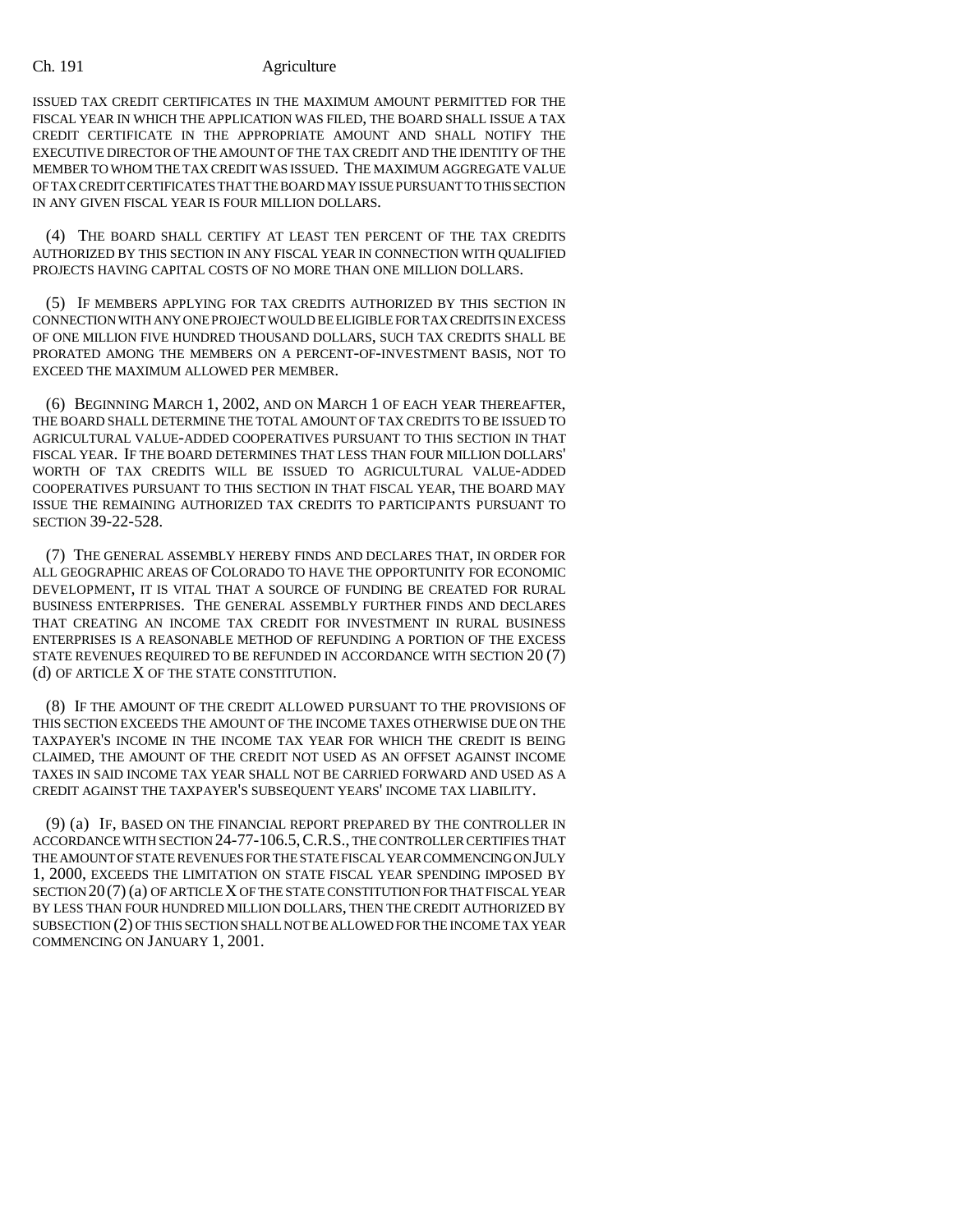ISSUED TAX CREDIT CERTIFICATES IN THE MAXIMUM AMOUNT PERMITTED FOR THE FISCAL YEAR IN WHICH THE APPLICATION WAS FILED, THE BOARD SHALL ISSUE A TAX CREDIT CERTIFICATE IN THE APPROPRIATE AMOUNT AND SHALL NOTIFY THE EXECUTIVE DIRECTOR OF THE AMOUNT OF THE TAX CREDIT AND THE IDENTITY OF THE MEMBER TO WHOM THE TAX CREDIT WAS ISSUED. THE MAXIMUM AGGREGATE VALUE OF TAX CREDIT CERTIFICATES THAT THE BOARD MAY ISSUE PURSUANT TO THIS SECTION IN ANY GIVEN FISCAL YEAR IS FOUR MILLION DOLLARS.

(4) THE BOARD SHALL CERTIFY AT LEAST TEN PERCENT OF THE TAX CREDITS AUTHORIZED BY THIS SECTION IN ANY FISCAL YEAR IN CONNECTION WITH QUALIFIED PROJECTS HAVING CAPITAL COSTS OF NO MORE THAN ONE MILLION DOLLARS.

(5) IF MEMBERS APPLYING FOR TAX CREDITS AUTHORIZED BY THIS SECTION IN CONNECTION WITH ANY ONE PROJECT WOULD BE ELIGIBLE FOR TAX CREDITS IN EXCESS OF ONE MILLION FIVE HUNDRED THOUSAND DOLLARS, SUCH TAX CREDITS SHALL BE PRORATED AMONG THE MEMBERS ON A PERCENT-OF-INVESTMENT BASIS, NOT TO EXCEED THE MAXIMUM ALLOWED PER MEMBER.

(6) BEGINNING MARCH 1, 2002, AND ON MARCH 1 OF EACH YEAR THEREAFTER, THE BOARD SHALL DETERMINE THE TOTAL AMOUNT OF TAX CREDITS TO BE ISSUED TO AGRICULTURAL VALUE-ADDED COOPERATIVES PURSUANT TO THIS SECTION IN THAT FISCAL YEAR. IF THE BOARD DETERMINES THAT LESS THAN FOUR MILLION DOLLARS' WORTH OF TAX CREDITS WILL BE ISSUED TO AGRICULTURAL VALUE-ADDED COOPERATIVES PURSUANT TO THIS SECTION IN THAT FISCAL YEAR, THE BOARD MAY ISSUE THE REMAINING AUTHORIZED TAX CREDITS TO PARTICIPANTS PURSUANT TO SECTION 39-22-528.

(7) THE GENERAL ASSEMBLY HEREBY FINDS AND DECLARES THAT, IN ORDER FOR ALL GEOGRAPHIC AREAS OF COLORADO TO HAVE THE OPPORTUNITY FOR ECONOMIC DEVELOPMENT, IT IS VITAL THAT A SOURCE OF FUNDING BE CREATED FOR RURAL BUSINESS ENTERPRISES. THE GENERAL ASSEMBLY FURTHER FINDS AND DECLARES THAT CREATING AN INCOME TAX CREDIT FOR INVESTMENT IN RURAL BUSINESS ENTERPRISES IS A REASONABLE METHOD OF REFUNDING A PORTION OF THE EXCESS STATE REVENUES REQUIRED TO BE REFUNDED IN ACCORDANCE WITH SECTION 20 (7) (d) OF ARTICLE X OF THE STATE CONSTITUTION.

(8) IF THE AMOUNT OF THE CREDIT ALLOWED PURSUANT TO THE PROVISIONS OF THIS SECTION EXCEEDS THE AMOUNT OF THE INCOME TAXES OTHERWISE DUE ON THE TAXPAYER'S INCOME IN THE INCOME TAX YEAR FOR WHICH THE CREDIT IS BEING CLAIMED, THE AMOUNT OF THE CREDIT NOT USED AS AN OFFSET AGAINST INCOME TAXES IN SAID INCOME TAX YEAR SHALL NOT BE CARRIED FORWARD AND USED AS A CREDIT AGAINST THE TAXPAYER'S SUBSEQUENT YEARS' INCOME TAX LIABILITY.

(9) (a) IF, BASED ON THE FINANCIAL REPORT PREPARED BY THE CONTROLLER IN ACCORDANCE WITH SECTION 24-77-106.5, C.R.S., THE CONTROLLER CERTIFIES THAT THE AMOUNT OF STATE REVENUES FOR THE STATE FISCAL YEAR COMMENCING ON JULY 1, 2000, EXCEEDS THE LIMITATION ON STATE FISCAL YEAR SPENDING IMPOSED BY SECTION 20 (7) (a) OF ARTICLE X OF THE STATE CONSTITUTION FOR THAT FISCAL YEAR BY LESS THAN FOUR HUNDRED MILLION DOLLARS, THEN THE CREDIT AUTHORIZED BY SUBSECTION (2) OF THIS SECTION SHALL NOT BE ALLOWED FOR THE INCOME TAX YEAR COMMENCING ON JANUARY 1, 2001.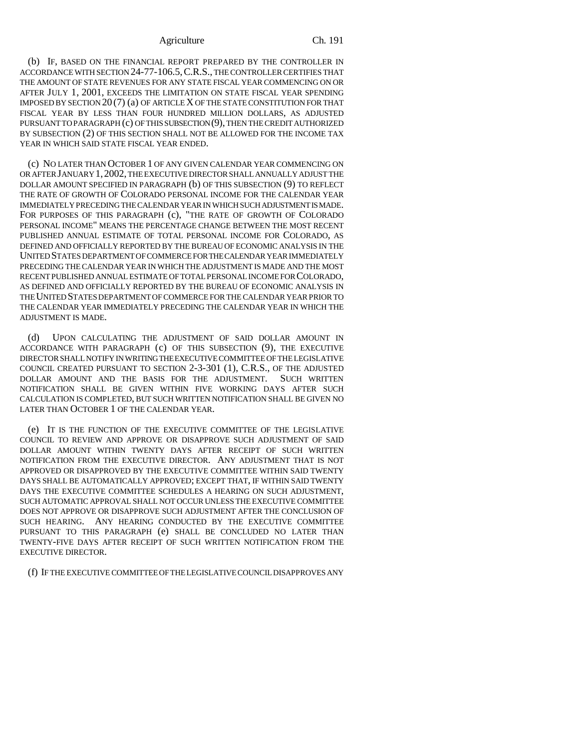(b) IF, BASED ON THE FINANCIAL REPORT PREPARED BY THE CONTROLLER IN ACCORDANCE WITH SECTION 24-77-106.5, C.R.S., THE CONTROLLER CERTIFIES THAT THE AMOUNT OF STATE REVENUES FOR ANY STATE FISCAL YEAR COMMENCING ON OR AFTER JULY 1, 2001, EXCEEDS THE LIMITATION ON STATE FISCAL YEAR SPENDING IMPOSED BY SECTION 20 (7) (a) OF ARTICLE X OF THE STATE CONSTITUTION FOR THAT FISCAL YEAR BY LESS THAN FOUR HUNDRED MILLION DOLLARS, AS ADJUSTED PURSUANT TO PARAGRAPH (c) OF THIS SUBSECTION (9), THEN THE CREDIT AUTHORIZED BY SUBSECTION (2) OF THIS SECTION SHALL NOT BE ALLOWED FOR THE INCOME TAX YEAR IN WHICH SAID STATE FISCAL YEAR ENDED.

(c) NO LATER THAN OCTOBER 1 OF ANY GIVEN CALENDAR YEAR COMMENCING ON OR AFTER JANUARY 1, 2002, THE EXECUTIVE DIRECTOR SHALL ANNUALLY ADJUST THE DOLLAR AMOUNT SPECIFIED IN PARAGRAPH (b) OF THIS SUBSECTION (9) TO REFLECT THE RATE OF GROWTH OF COLORADO PERSONAL INCOME FOR THE CALENDAR YEAR IMMEDIATELY PRECEDING THE CALENDAR YEAR IN WHICH SUCH ADJUSTMENT IS MADE. FOR PURPOSES OF THIS PARAGRAPH (c), "THE RATE OF GROWTH OF COLORADO PERSONAL INCOME" MEANS THE PERCENTAGE CHANGE BETWEEN THE MOST RECENT PUBLISHED ANNUAL ESTIMATE OF TOTAL PERSONAL INCOME FOR COLORADO, AS DEFINED AND OFFICIALLY REPORTED BY THE BUREAU OF ECONOMIC ANALYSIS IN THE UNITED STATES DEPARTMENT OF COMMERCE FOR THE CALENDAR YEAR IMMEDIATELY PRECEDING THE CALENDAR YEAR IN WHICH THE ADJUSTMENT IS MADE AND THE MOST RECENT PUBLISHED ANNUAL ESTIMATE OF TOTAL PERSONAL INCOME FOR COLORADO, AS DEFINED AND OFFICIALLY REPORTED BY THE BUREAU OF ECONOMIC ANALYSIS IN THE UNITED STATES DEPARTMENT OF COMMERCE FOR THE CALENDAR YEAR PRIOR TO THE CALENDAR YEAR IMMEDIATELY PRECEDING THE CALENDAR YEAR IN WHICH THE ADJUSTMENT IS MADE.

(d) UPON CALCULATING THE ADJUSTMENT OF SAID DOLLAR AMOUNT IN ACCORDANCE WITH PARAGRAPH (c) OF THIS SUBSECTION (9), THE EXECUTIVE DIRECTOR SHALL NOTIFY IN WRITING THE EXECUTIVE COMMITTEE OF THE LEGISLATIVE COUNCIL CREATED PURSUANT TO SECTION 2-3-301 (1), C.R.S., OF THE ADJUSTED DOLLAR AMOUNT AND THE BASIS FOR THE ADJUSTMENT. SUCH WRITTEN NOTIFICATION SHALL BE GIVEN WITHIN FIVE WORKING DAYS AFTER SUCH CALCULATION IS COMPLETED, BUT SUCH WRITTEN NOTIFICATION SHALL BE GIVEN NO LATER THAN OCTOBER 1 OF THE CALENDAR YEAR.

(e) IT IS THE FUNCTION OF THE EXECUTIVE COMMITTEE OF THE LEGISLATIVE COUNCIL TO REVIEW AND APPROVE OR DISAPPROVE SUCH ADJUSTMENT OF SAID DOLLAR AMOUNT WITHIN TWENTY DAYS AFTER RECEIPT OF SUCH WRITTEN NOTIFICATION FROM THE EXECUTIVE DIRECTOR. ANY ADJUSTMENT THAT IS NOT APPROVED OR DISAPPROVED BY THE EXECUTIVE COMMITTEE WITHIN SAID TWENTY DAYS SHALL BE AUTOMATICALLY APPROVED; EXCEPT THAT, IF WITHIN SAID TWENTY DAYS THE EXECUTIVE COMMITTEE SCHEDULES A HEARING ON SUCH ADJUSTMENT, SUCH AUTOMATIC APPROVAL SHALL NOT OCCUR UNLESS THE EXECUTIVE COMMITTEE DOES NOT APPROVE OR DISAPPROVE SUCH ADJUSTMENT AFTER THE CONCLUSION OF SUCH HEARING. ANY HEARING CONDUCTED BY THE EXECUTIVE COMMITTEE PURSUANT TO THIS PARAGRAPH (e) SHALL BE CONCLUDED NO LATER THAN TWENTY-FIVE DAYS AFTER RECEIPT OF SUCH WRITTEN NOTIFICATION FROM THE EXECUTIVE DIRECTOR.

(f) IF THE EXECUTIVE COMMITTEE OF THE LEGISLATIVE COUNCIL DISAPPROVES ANY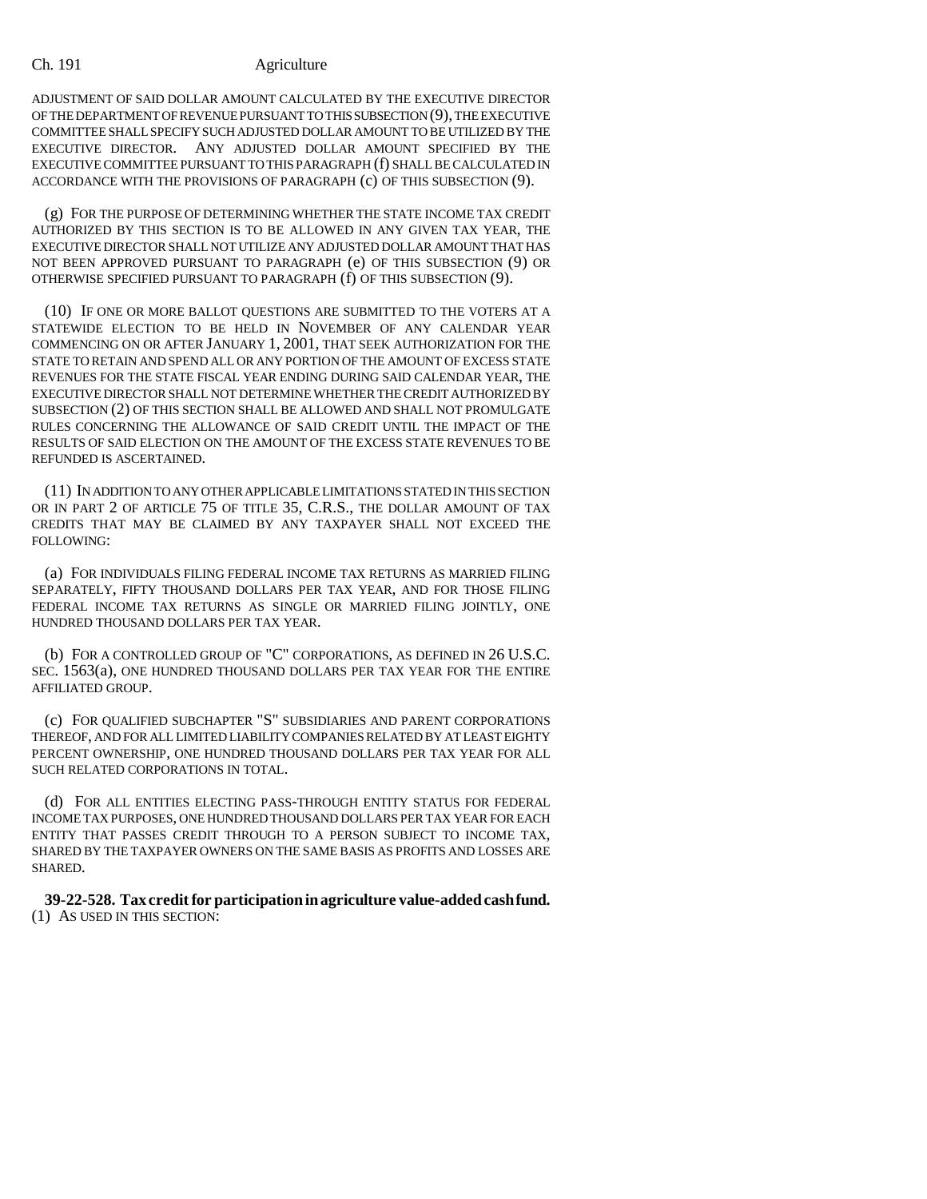ADJUSTMENT OF SAID DOLLAR AMOUNT CALCULATED BY THE EXECUTIVE DIRECTOR OF THE DEPARTMENT OF REVENUE PURSUANT TO THIS SUBSECTION (9), THE EXECUTIVE COMMITTEE SHALL SPECIFY SUCH ADJUSTED DOLLAR AMOUNT TO BE UTILIZED BY THE EXECUTIVE DIRECTOR. ANY ADJUSTED DOLLAR AMOUNT SPECIFIED BY THE EXECUTIVE COMMITTEE PURSUANT TO THIS PARAGRAPH (f) SHALL BE CALCULATED IN ACCORDANCE WITH THE PROVISIONS OF PARAGRAPH (c) OF THIS SUBSECTION (9).

(g) FOR THE PURPOSE OF DETERMINING WHETHER THE STATE INCOME TAX CREDIT AUTHORIZED BY THIS SECTION IS TO BE ALLOWED IN ANY GIVEN TAX YEAR, THE EXECUTIVE DIRECTOR SHALL NOT UTILIZE ANY ADJUSTED DOLLAR AMOUNT THAT HAS NOT BEEN APPROVED PURSUANT TO PARAGRAPH (e) OF THIS SUBSECTION (9) OR OTHERWISE SPECIFIED PURSUANT TO PARAGRAPH (f) OF THIS SUBSECTION (9).

(10) IF ONE OR MORE BALLOT QUESTIONS ARE SUBMITTED TO THE VOTERS AT A STATEWIDE ELECTION TO BE HELD IN NOVEMBER OF ANY CALENDAR YEAR COMMENCING ON OR AFTER JANUARY 1, 2001, THAT SEEK AUTHORIZATION FOR THE STATE TO RETAIN AND SPEND ALL OR ANY PORTION OF THE AMOUNT OF EXCESS STATE REVENUES FOR THE STATE FISCAL YEAR ENDING DURING SAID CALENDAR YEAR, THE EXECUTIVE DIRECTOR SHALL NOT DETERMINE WHETHER THE CREDIT AUTHORIZED BY SUBSECTION (2) OF THIS SECTION SHALL BE ALLOWED AND SHALL NOT PROMULGATE RULES CONCERNING THE ALLOWANCE OF SAID CREDIT UNTIL THE IMPACT OF THE RESULTS OF SAID ELECTION ON THE AMOUNT OF THE EXCESS STATE REVENUES TO BE REFUNDED IS ASCERTAINED.

(11) IN ADDITION TO ANY OTHER APPLICABLE LIMITATIONS STATED IN THIS SECTION OR IN PART 2 OF ARTICLE 75 OF TITLE 35, C.R.S., THE DOLLAR AMOUNT OF TAX CREDITS THAT MAY BE CLAIMED BY ANY TAXPAYER SHALL NOT EXCEED THE FOLLOWING:

(a) FOR INDIVIDUALS FILING FEDERAL INCOME TAX RETURNS AS MARRIED FILING SEPARATELY, FIFTY THOUSAND DOLLARS PER TAX YEAR, AND FOR THOSE FILING FEDERAL INCOME TAX RETURNS AS SINGLE OR MARRIED FILING JOINTLY, ONE HUNDRED THOUSAND DOLLARS PER TAX YEAR.

(b) FOR A CONTROLLED GROUP OF "C" CORPORATIONS, AS DEFINED IN 26 U.S.C. SEC. 1563(a), ONE HUNDRED THOUSAND DOLLARS PER TAX YEAR FOR THE ENTIRE AFFILIATED GROUP.

(c) FOR QUALIFIED SUBCHAPTER "S" SUBSIDIARIES AND PARENT CORPORATIONS THEREOF, AND FOR ALL LIMITED LIABILITY COMPANIES RELATED BY AT LEAST EIGHTY PERCENT OWNERSHIP, ONE HUNDRED THOUSAND DOLLARS PER TAX YEAR FOR ALL SUCH RELATED CORPORATIONS IN TOTAL.

(d) FOR ALL ENTITIES ELECTING PASS-THROUGH ENTITY STATUS FOR FEDERAL INCOME TAX PURPOSES, ONE HUNDRED THOUSAND DOLLARS PER TAX YEAR FOR EACH ENTITY THAT PASSES CREDIT THROUGH TO A PERSON SUBJECT TO INCOME TAX, SHARED BY THE TAXPAYER OWNERS ON THE SAME BASIS AS PROFITS AND LOSSES ARE SHARED.

**39-22-528. Tax credit for participation in agriculture value-added cash fund.** (1) AS USED IN THIS SECTION: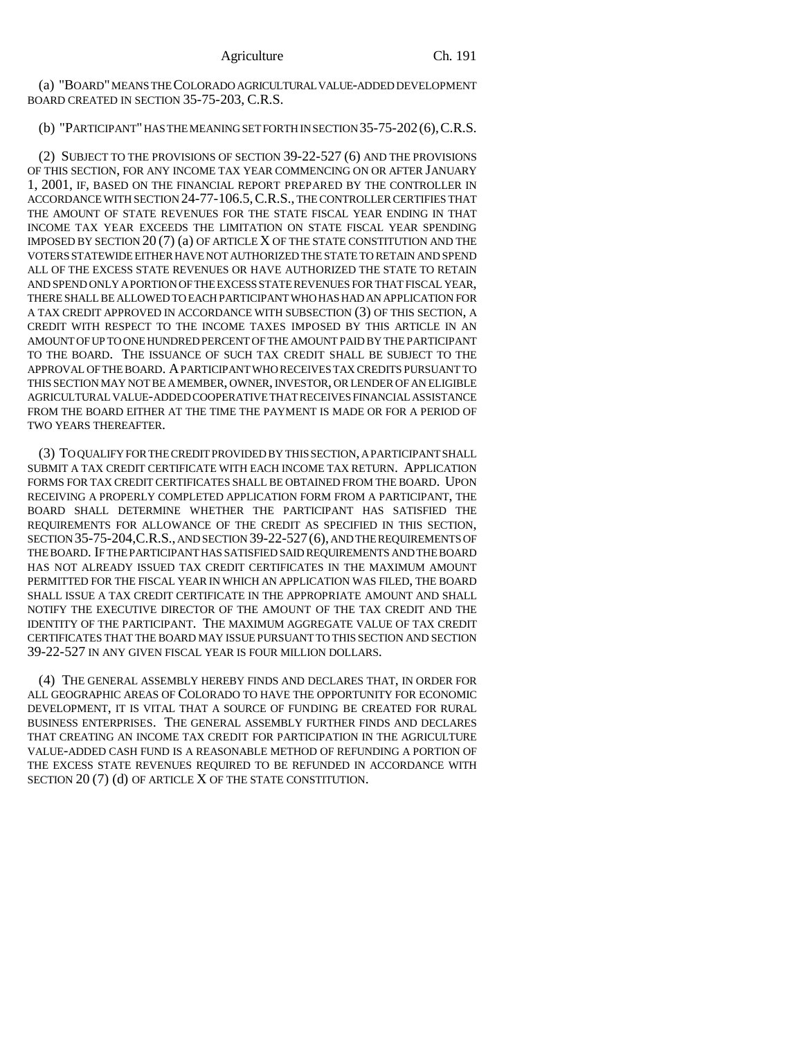(a) "BOARD" MEANS THE COLORADO AGRICULTURAL VALUE-ADDED DEVELOPMENT BOARD CREATED IN SECTION 35-75-203, C.R.S.

(b) "PARTICIPANT" HAS THE MEANING SET FORTH IN SECTION 35-75-202 (6), C.R.S.

(2) SUBJECT TO THE PROVISIONS OF SECTION 39-22-527 (6) AND THE PROVISIONS OF THIS SECTION, FOR ANY INCOME TAX YEAR COMMENCING ON OR AFTER JANUARY 1, 2001, IF, BASED ON THE FINANCIAL REPORT PREPARED BY THE CONTROLLER IN ACCORDANCE WITH SECTION 24-77-106.5, C.R.S., THE CONTROLLER CERTIFIES THAT THE AMOUNT OF STATE REVENUES FOR THE STATE FISCAL YEAR ENDING IN THAT INCOME TAX YEAR EXCEEDS THE LIMITATION ON STATE FISCAL YEAR SPENDING IMPOSED BY SECTION 20 (7) (a) OF ARTICLE X OF THE STATE CONSTITUTION AND THE VOTERS STATEWIDE EITHER HAVE NOT AUTHORIZED THE STATE TO RETAIN AND SPEND ALL OF THE EXCESS STATE REVENUES OR HAVE AUTHORIZED THE STATE TO RETAIN AND SPEND ONLY A PORTION OF THE EXCESS STATE REVENUES FOR THAT FISCAL YEAR, THERE SHALL BE ALLOWED TO EACH PARTICIPANT WHO HAS HAD AN APPLICATION FOR A TAX CREDIT APPROVED IN ACCORDANCE WITH SUBSECTION (3) OF THIS SECTION, A CREDIT WITH RESPECT TO THE INCOME TAXES IMPOSED BY THIS ARTICLE IN AN AMOUNT OF UP TO ONE HUNDRED PERCENT OF THE AMOUNT PAID BY THE PARTICIPANT TO THE BOARD. THE ISSUANCE OF SUCH TAX CREDIT SHALL BE SUBJECT TO THE APPROVAL OF THE BOARD. A PARTICIPANT WHO RECEIVES TAX CREDITS PURSUANT TO THIS SECTION MAY NOT BE A MEMBER, OWNER, INVESTOR, OR LENDER OF AN ELIGIBLE AGRICULTURAL VALUE-ADDED COOPERATIVE THAT RECEIVES FINANCIAL ASSISTANCE FROM THE BOARD EITHER AT THE TIME THE PAYMENT IS MADE OR FOR A PERIOD OF TWO YEARS THEREAFTER.

(3) TO QUALIFY FOR THE CREDIT PROVIDED BY THIS SECTION, A PARTICIPANT SHALL SUBMIT A TAX CREDIT CERTIFICATE WITH EACH INCOME TAX RETURN. APPLICATION FORMS FOR TAX CREDIT CERTIFICATES SHALL BE OBTAINED FROM THE BOARD. UPON RECEIVING A PROPERLY COMPLETED APPLICATION FORM FROM A PARTICIPANT, THE BOARD SHALL DETERMINE WHETHER THE PARTICIPANT HAS SATISFIED THE REQUIREMENTS FOR ALLOWANCE OF THE CREDIT AS SPECIFIED IN THIS SECTION, SECTION 35-75-204, C.R.S., AND SECTION 39-22-527 (6), AND THE REQUIREMENTS OF THE BOARD. IF THE PARTICIPANT HAS SATISFIED SAID REQUIREMENTS AND THE BOARD HAS NOT ALREADY ISSUED TAX CREDIT CERTIFICATES IN THE MAXIMUM AMOUNT PERMITTED FOR THE FISCAL YEAR IN WHICH AN APPLICATION WAS FILED, THE BOARD SHALL ISSUE A TAX CREDIT CERTIFICATE IN THE APPROPRIATE AMOUNT AND SHALL NOTIFY THE EXECUTIVE DIRECTOR OF THE AMOUNT OF THE TAX CREDIT AND THE IDENTITY OF THE PARTICIPANT. THE MAXIMUM AGGREGATE VALUE OF TAX CREDIT CERTIFICATES THAT THE BOARD MAY ISSUE PURSUANT TO THIS SECTION AND SECTION 39-22-527 IN ANY GIVEN FISCAL YEAR IS FOUR MILLION DOLLARS.

(4) THE GENERAL ASSEMBLY HEREBY FINDS AND DECLARES THAT, IN ORDER FOR ALL GEOGRAPHIC AREAS OF COLORADO TO HAVE THE OPPORTUNITY FOR ECONOMIC DEVELOPMENT, IT IS VITAL THAT A SOURCE OF FUNDING BE CREATED FOR RURAL BUSINESS ENTERPRISES. THE GENERAL ASSEMBLY FURTHER FINDS AND DECLARES THAT CREATING AN INCOME TAX CREDIT FOR PARTICIPATION IN THE AGRICULTURE VALUE-ADDED CASH FUND IS A REASONABLE METHOD OF REFUNDING A PORTION OF THE EXCESS STATE REVENUES REQUIRED TO BE REFUNDED IN ACCORDANCE WITH SECTION 20 (7) (d) OF ARTICLE X OF THE STATE CONSTITUTION.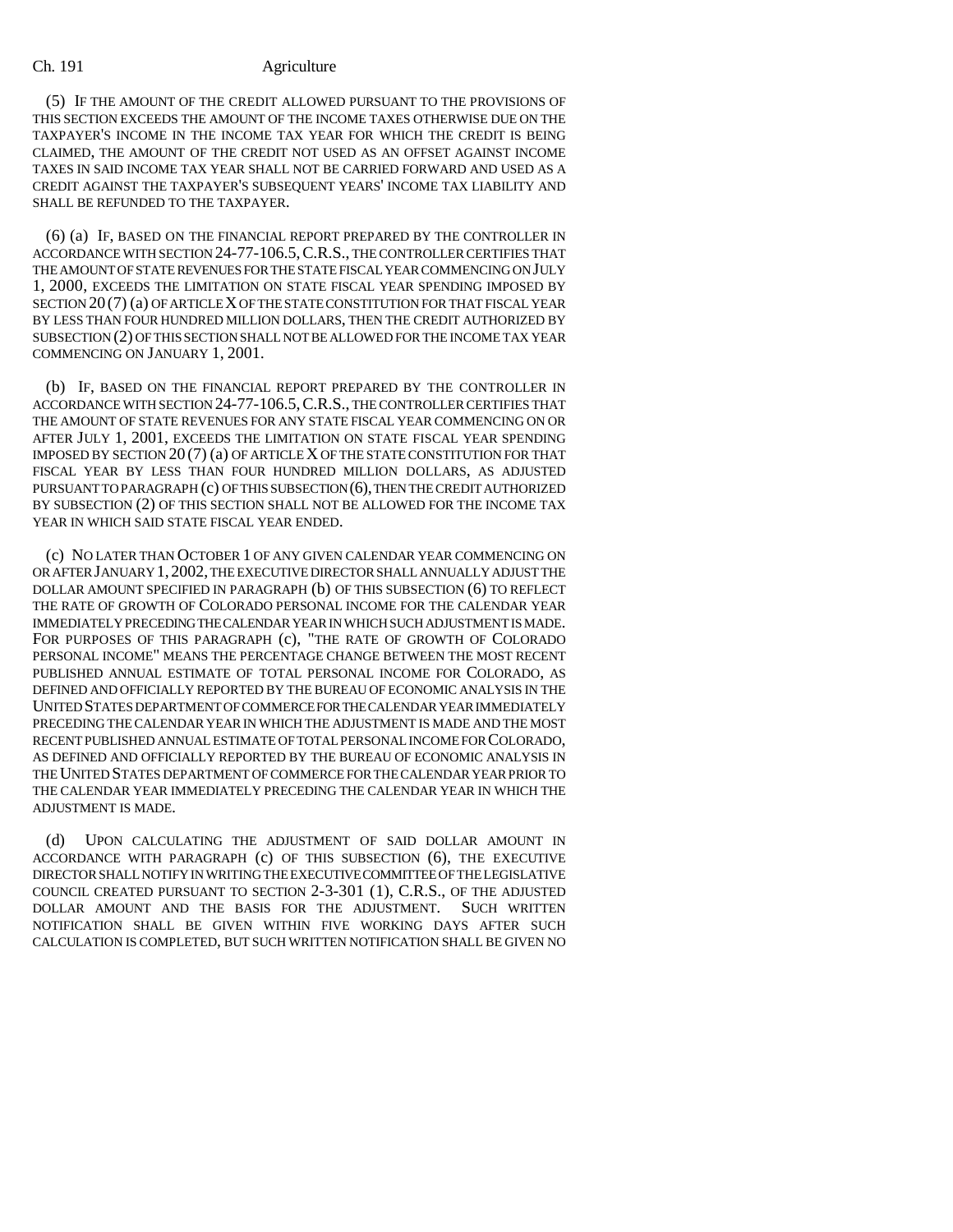(5) IF THE AMOUNT OF THE CREDIT ALLOWED PURSUANT TO THE PROVISIONS OF THIS SECTION EXCEEDS THE AMOUNT OF THE INCOME TAXES OTHERWISE DUE ON THE TAXPAYER'S INCOME IN THE INCOME TAX YEAR FOR WHICH THE CREDIT IS BEING CLAIMED, THE AMOUNT OF THE CREDIT NOT USED AS AN OFFSET AGAINST INCOME TAXES IN SAID INCOME TAX YEAR SHALL NOT BE CARRIED FORWARD AND USED AS A CREDIT AGAINST THE TAXPAYER'S SUBSEQUENT YEARS' INCOME TAX LIABILITY AND SHALL BE REFUNDED TO THE TAXPAYER.

(6) (a) IF, BASED ON THE FINANCIAL REPORT PREPARED BY THE CONTROLLER IN ACCORDANCE WITH SECTION 24-77-106.5, C.R.S., THE CONTROLLER CERTIFIES THAT THE AMOUNT OF STATE REVENUES FOR THE STATE FISCAL YEAR COMMENCING ON JULY 1, 2000, EXCEEDS THE LIMITATION ON STATE FISCAL YEAR SPENDING IMPOSED BY SECTION 20 (7) (a) OF ARTICLE X OF THE STATE CONSTITUTION FOR THAT FISCAL YEAR BY LESS THAN FOUR HUNDRED MILLION DOLLARS, THEN THE CREDIT AUTHORIZED BY SUBSECTION (2) OF THIS SECTION SHALL NOT BE ALLOWED FOR THE INCOME TAX YEAR COMMENCING ON JANUARY 1, 2001.

(b) IF, BASED ON THE FINANCIAL REPORT PREPARED BY THE CONTROLLER IN ACCORDANCE WITH SECTION 24-77-106.5, C.R.S., THE CONTROLLER CERTIFIES THAT THE AMOUNT OF STATE REVENUES FOR ANY STATE FISCAL YEAR COMMENCING ON OR AFTER JULY 1, 2001, EXCEEDS THE LIMITATION ON STATE FISCAL YEAR SPENDING IMPOSED BY SECTION 20 (7) (a) OF ARTICLE X OF THE STATE CONSTITUTION FOR THAT FISCAL YEAR BY LESS THAN FOUR HUNDRED MILLION DOLLARS, AS ADJUSTED PURSUANT TO PARAGRAPH (c) OF THIS SUBSECTION (6), THEN THE CREDIT AUTHORIZED BY SUBSECTION (2) OF THIS SECTION SHALL NOT BE ALLOWED FOR THE INCOME TAX YEAR IN WHICH SAID STATE FISCAL YEAR ENDED.

(c) NO LATER THAN OCTOBER 1 OF ANY GIVEN CALENDAR YEAR COMMENCING ON OR AFTER JANUARY 1, 2002, THE EXECUTIVE DIRECTOR SHALL ANNUALLY ADJUST THE DOLLAR AMOUNT SPECIFIED IN PARAGRAPH (b) OF THIS SUBSECTION (6) TO REFLECT THE RATE OF GROWTH OF COLORADO PERSONAL INCOME FOR THE CALENDAR YEAR IMMEDIATELY PRECEDING THE CALENDAR YEAR IN WHICH SUCH ADJUSTMENT IS MADE. FOR PURPOSES OF THIS PARAGRAPH (c), "THE RATE OF GROWTH OF COLORADO PERSONAL INCOME" MEANS THE PERCENTAGE CHANGE BETWEEN THE MOST RECENT PUBLISHED ANNUAL ESTIMATE OF TOTAL PERSONAL INCOME FOR COLORADO, AS DEFINED AND OFFICIALLY REPORTED BY THE BUREAU OF ECONOMIC ANALYSIS IN THE UNITED STATES DEPARTMENT OF COMMERCE FOR THE CALENDAR YEAR IMMEDIATELY PRECEDING THE CALENDAR YEAR IN WHICH THE ADJUSTMENT IS MADE AND THE MOST RECENT PUBLISHED ANNUAL ESTIMATE OF TOTAL PERSONAL INCOME FOR COLORADO, AS DEFINED AND OFFICIALLY REPORTED BY THE BUREAU OF ECONOMIC ANALYSIS IN THE UNITED STATES DEPARTMENT OF COMMERCE FOR THE CALENDAR YEAR PRIOR TO THE CALENDAR YEAR IMMEDIATELY PRECEDING THE CALENDAR YEAR IN WHICH THE ADJUSTMENT IS MADE.

(d) UPON CALCULATING THE ADJUSTMENT OF SAID DOLLAR AMOUNT IN ACCORDANCE WITH PARAGRAPH (c) OF THIS SUBSECTION (6), THE EXECUTIVE DIRECTOR SHALL NOTIFY IN WRITING THE EXECUTIVE COMMITTEE OF THE LEGISLATIVE COUNCIL CREATED PURSUANT TO SECTION 2-3-301 (1), C.R.S., OF THE ADJUSTED DOLLAR AMOUNT AND THE BASIS FOR THE ADJUSTMENT. SUCH WRITTEN NOTIFICATION SHALL BE GIVEN WITHIN FIVE WORKING DAYS AFTER SUCH CALCULATION IS COMPLETED, BUT SUCH WRITTEN NOTIFICATION SHALL BE GIVEN NO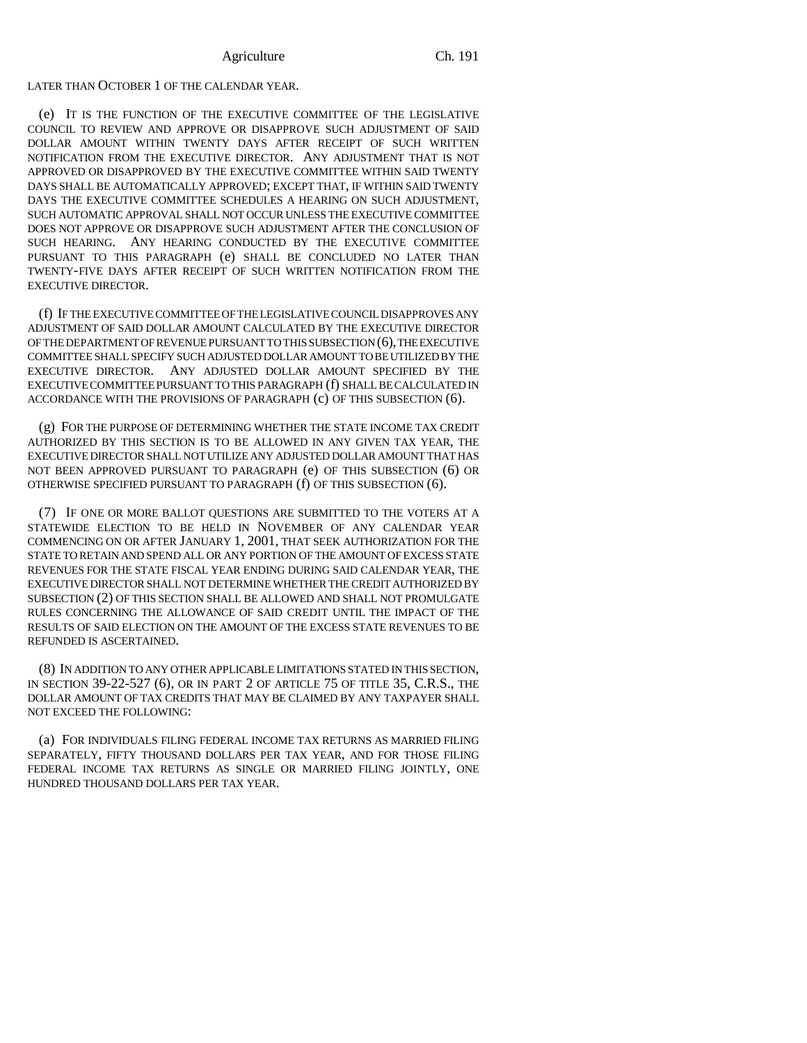LATER THAN OCTOBER 1 OF THE CALENDAR YEAR.

(e) IT IS THE FUNCTION OF THE EXECUTIVE COMMITTEE OF THE LEGISLATIVE COUNCIL TO REVIEW AND APPROVE OR DISAPPROVE SUCH ADJUSTMENT OF SAID DOLLAR AMOUNT WITHIN TWENTY DAYS AFTER RECEIPT OF SUCH WRITTEN NOTIFICATION FROM THE EXECUTIVE DIRECTOR. ANY ADJUSTMENT THAT IS NOT APPROVED OR DISAPPROVED BY THE EXECUTIVE COMMITTEE WITHIN SAID TWENTY DAYS SHALL BE AUTOMATICALLY APPROVED; EXCEPT THAT, IF WITHIN SAID TWENTY DAYS THE EXECUTIVE COMMITTEE SCHEDULES A HEARING ON SUCH ADJUSTMENT, SUCH AUTOMATIC APPROVAL SHALL NOT OCCUR UNLESS THE EXECUTIVE COMMITTEE DOES NOT APPROVE OR DISAPPROVE SUCH ADJUSTMENT AFTER THE CONCLUSION OF SUCH HEARING. ANY HEARING CONDUCTED BY THE EXECUTIVE COMMITTEE PURSUANT TO THIS PARAGRAPH (e) SHALL BE CONCLUDED NO LATER THAN TWENTY-FIVE DAYS AFTER RECEIPT OF SUCH WRITTEN NOTIFICATION FROM THE EXECUTIVE DIRECTOR.

(f) IF THE EXECUTIVE COMMITTEE OF THE LEGISLATIVE COUNCIL DISAPPROVES ANY ADJUSTMENT OF SAID DOLLAR AMOUNT CALCULATED BY THE EXECUTIVE DIRECTOR OF THE DEPARTMENT OF REVENUE PURSUANT TO THIS SUBSECTION (6), THE EXECUTIVE COMMITTEE SHALL SPECIFY SUCH ADJUSTED DOLLAR AMOUNT TO BE UTILIZED BY THE EXECUTIVE DIRECTOR. ANY ADJUSTED DOLLAR AMOUNT SPECIFIED BY THE EXECUTIVE COMMITTEE PURSUANT TO THIS PARAGRAPH (f) SHALL BE CALCULATED IN ACCORDANCE WITH THE PROVISIONS OF PARAGRAPH (c) OF THIS SUBSECTION (6).

(g) FOR THE PURPOSE OF DETERMINING WHETHER THE STATE INCOME TAX CREDIT AUTHORIZED BY THIS SECTION IS TO BE ALLOWED IN ANY GIVEN TAX YEAR, THE EXECUTIVE DIRECTOR SHALL NOT UTILIZE ANY ADJUSTED DOLLAR AMOUNT THAT HAS NOT BEEN APPROVED PURSUANT TO PARAGRAPH (e) OF THIS SUBSECTION (6) OR OTHERWISE SPECIFIED PURSUANT TO PARAGRAPH (f) OF THIS SUBSECTION (6).

(7) IF ONE OR MORE BALLOT QUESTIONS ARE SUBMITTED TO THE VOTERS AT A STATEWIDE ELECTION TO BE HELD IN NOVEMBER OF ANY CALENDAR YEAR COMMENCING ON OR AFTER JANUARY 1, 2001, THAT SEEK AUTHORIZATION FOR THE STATE TO RETAIN AND SPEND ALL OR ANY PORTION OF THE AMOUNT OF EXCESS STATE REVENUES FOR THE STATE FISCAL YEAR ENDING DURING SAID CALENDAR YEAR, THE EXECUTIVE DIRECTOR SHALL NOT DETERMINE WHETHER THE CREDIT AUTHORIZED BY SUBSECTION (2) OF THIS SECTION SHALL BE ALLOWED AND SHALL NOT PROMULGATE RULES CONCERNING THE ALLOWANCE OF SAID CREDIT UNTIL THE IMPACT OF THE RESULTS OF SAID ELECTION ON THE AMOUNT OF THE EXCESS STATE REVENUES TO BE REFUNDED IS ASCERTAINED.

(8) IN ADDITION TO ANY OTHER APPLICABLE LIMITATIONS STATED IN THIS SECTION, IN SECTION 39-22-527 (6), OR IN PART 2 OF ARTICLE 75 OF TITLE 35, C.R.S., THE DOLLAR AMOUNT OF TAX CREDITS THAT MAY BE CLAIMED BY ANY TAXPAYER SHALL NOT EXCEED THE FOLLOWING:

(a) FOR INDIVIDUALS FILING FEDERAL INCOME TAX RETURNS AS MARRIED FILING SEPARATELY, FIFTY THOUSAND DOLLARS PER TAX YEAR, AND FOR THOSE FILING FEDERAL INCOME TAX RETURNS AS SINGLE OR MARRIED FILING JOINTLY, ONE HUNDRED THOUSAND DOLLARS PER TAX YEAR.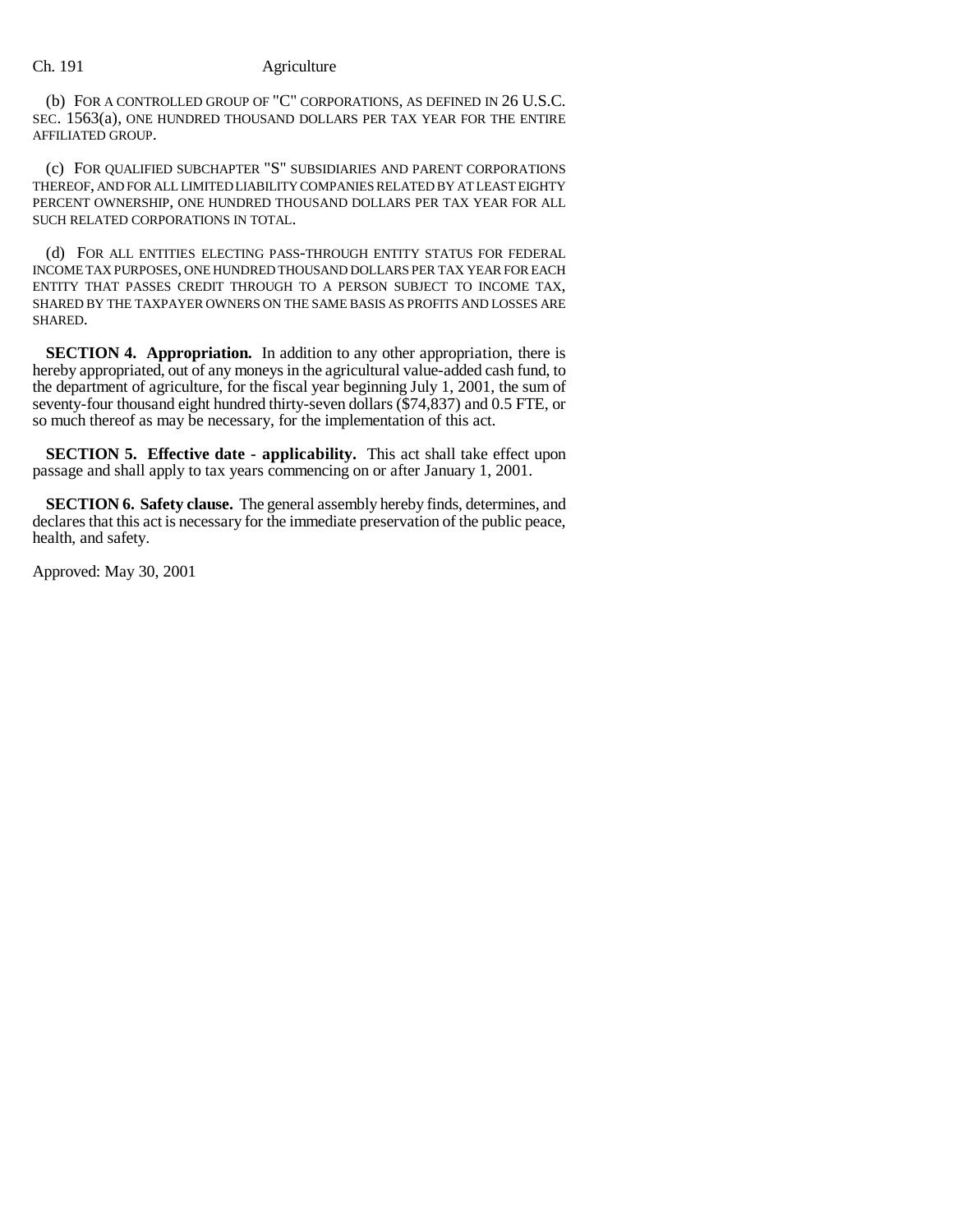(b) FOR A CONTROLLED GROUP OF "C" CORPORATIONS, AS DEFINED IN 26 U.S.C. SEC. 1563(a), ONE HUNDRED THOUSAND DOLLARS PER TAX YEAR FOR THE ENTIRE AFFILIATED GROUP.

(c) FOR QUALIFIED SUBCHAPTER "S" SUBSIDIARIES AND PARENT CORPORATIONS THEREOF, AND FOR ALL LIMITED LIABILITY COMPANIES RELATED BY AT LEAST EIGHTY PERCENT OWNERSHIP, ONE HUNDRED THOUSAND DOLLARS PER TAX YEAR FOR ALL SUCH RELATED CORPORATIONS IN TOTAL.

(d) FOR ALL ENTITIES ELECTING PASS-THROUGH ENTITY STATUS FOR FEDERAL INCOME TAX PURPOSES, ONE HUNDRED THOUSAND DOLLARS PER TAX YEAR FOR EACH ENTITY THAT PASSES CREDIT THROUGH TO A PERSON SUBJECT TO INCOME TAX, SHARED BY THE TAXPAYER OWNERS ON THE SAME BASIS AS PROFITS AND LOSSES ARE SHARED.

**SECTION 4. Appropriation.** In addition to any other appropriation, there is hereby appropriated, out of any moneys in the agricultural value-added cash fund, to the department of agriculture, for the fiscal year beginning July 1, 2001, the sum of seventy-four thousand eight hundred thirty-seven dollars ($74,837) and 0.5 FTE, or so much thereof as may be necessary, for the implementation of this act.

**SECTION 5. Effective date - applicability.** This act shall take effect upon passage and shall apply to tax years commencing on or after January 1, 2001.

**SECTION 6. Safety clause.** The general assembly hereby finds, determines, and declares that this act is necessary for the immediate preservation of the public peace, health, and safety.

Approved: May 30, 2001